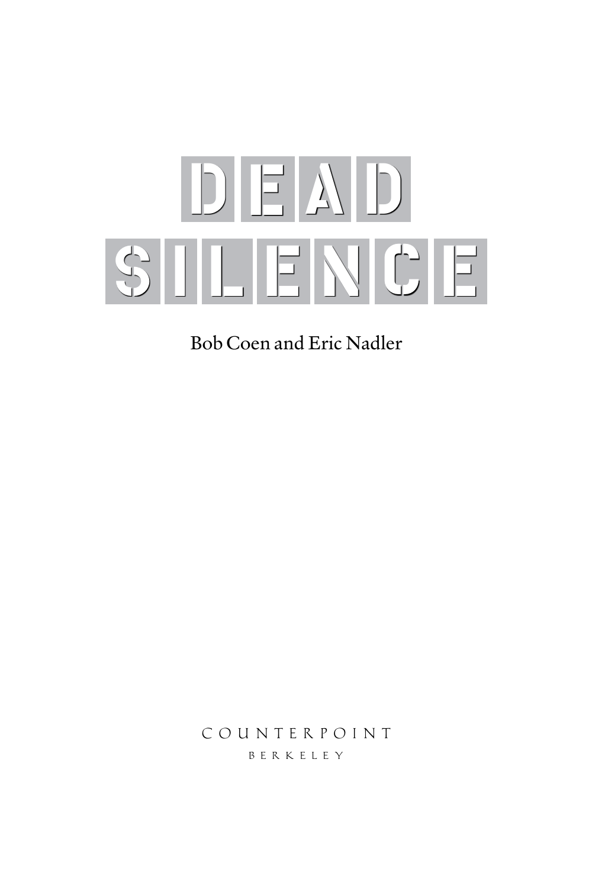# DEAD SILENCE

Bob Coen and Eric Nadler

COUNTERPOINT

BERKELEY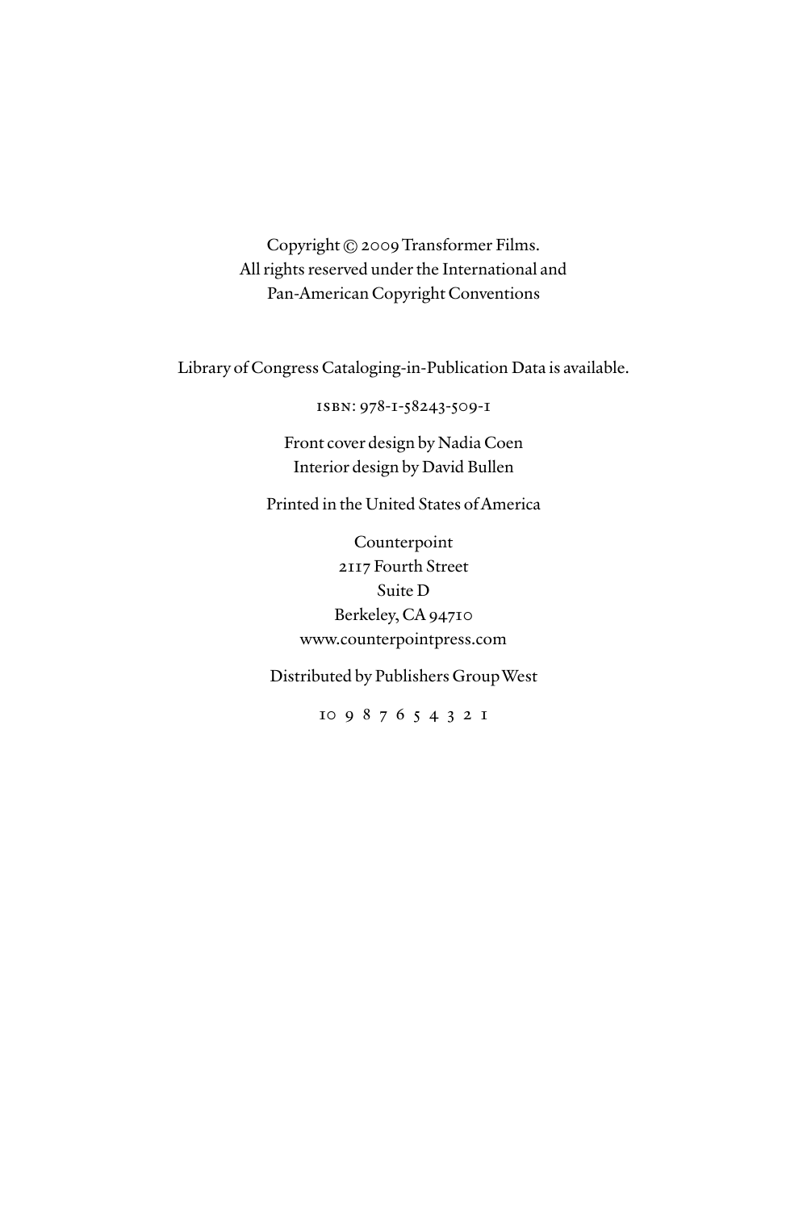Copyright © 2009 Transformer Films.
All rights reserved under the International and
Pan-American Copyright Conventions

Library of Congress Cataloging-in-Publication Data is available.

ISBN: 978-1-58243-509-1

Front cover design by Nadia Coen
Interior design by David Bullen

Printed in the United States of America

Counterpoint
2117 Fourth Street
Suite D
Berkeley, CA 94710
www.counterpointpress.com

Distributed by Publishers Group West

10 9 8 7 6 5 4 3 2 1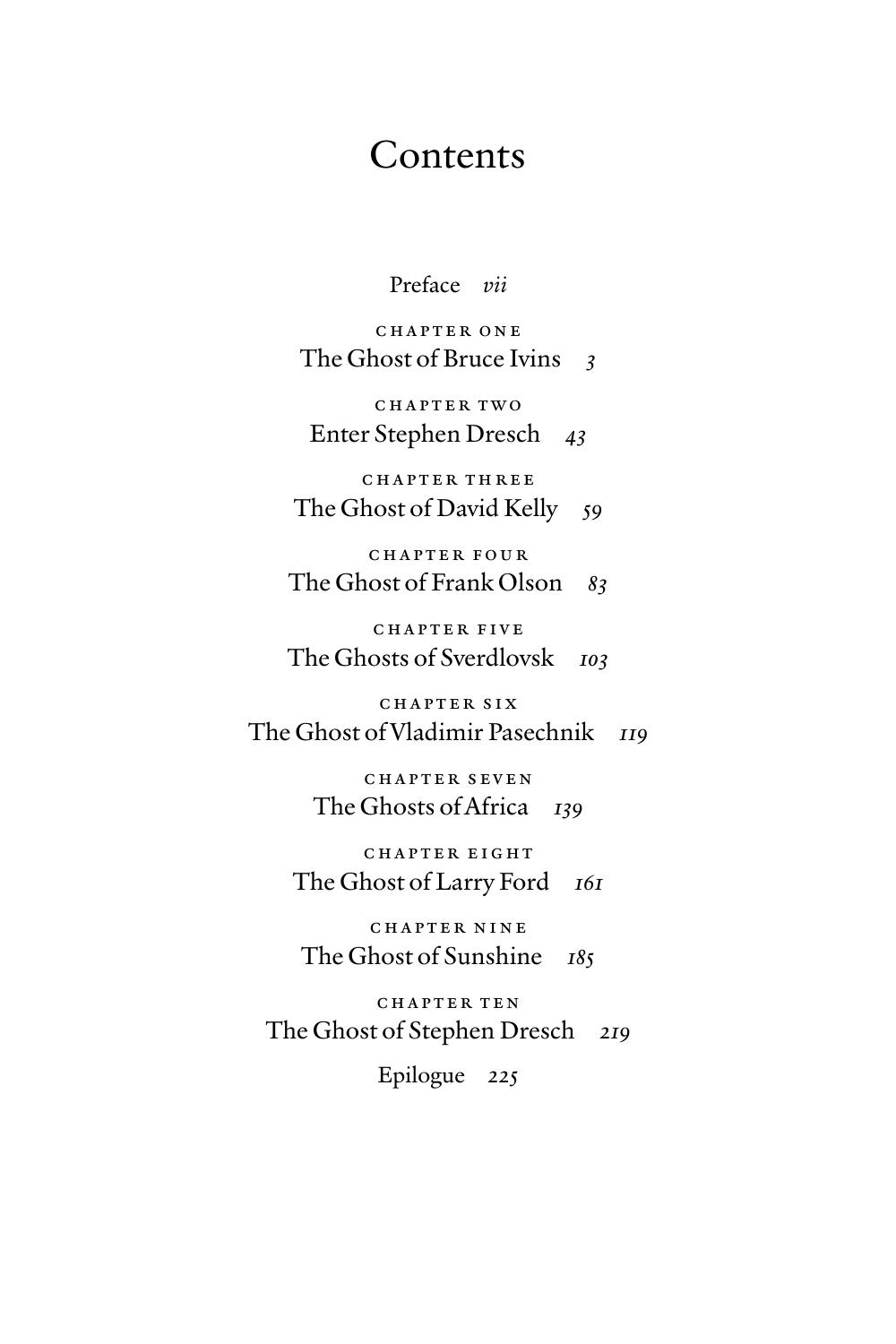# Contents

Preface *vii*

CHAPTER ONE
The Ghost of Bruce Ivins *3*

CHAPTER TWO
Enter Stephen Dresch *43*

CHAPTER THREE
The Ghost of David Kelly *59*

CHAPTER FOUR
The Ghost of Frank Olson *83*

CHAPTER FIVE
The Ghosts of Sverdlovsk *103*

CHAPTER SIX
The Ghost of Vladimir Pasechnik *119*

CHAPTER SEVEN
The Ghosts of Africa *139*

CHAPTER EIGHT
The Ghost of Larry Ford *161*

CHAPTER NINE
The Ghost of Sunshine *185*

CHAPTER TEN
The Ghost of Stephen Dresch *219*

Epilogue *225*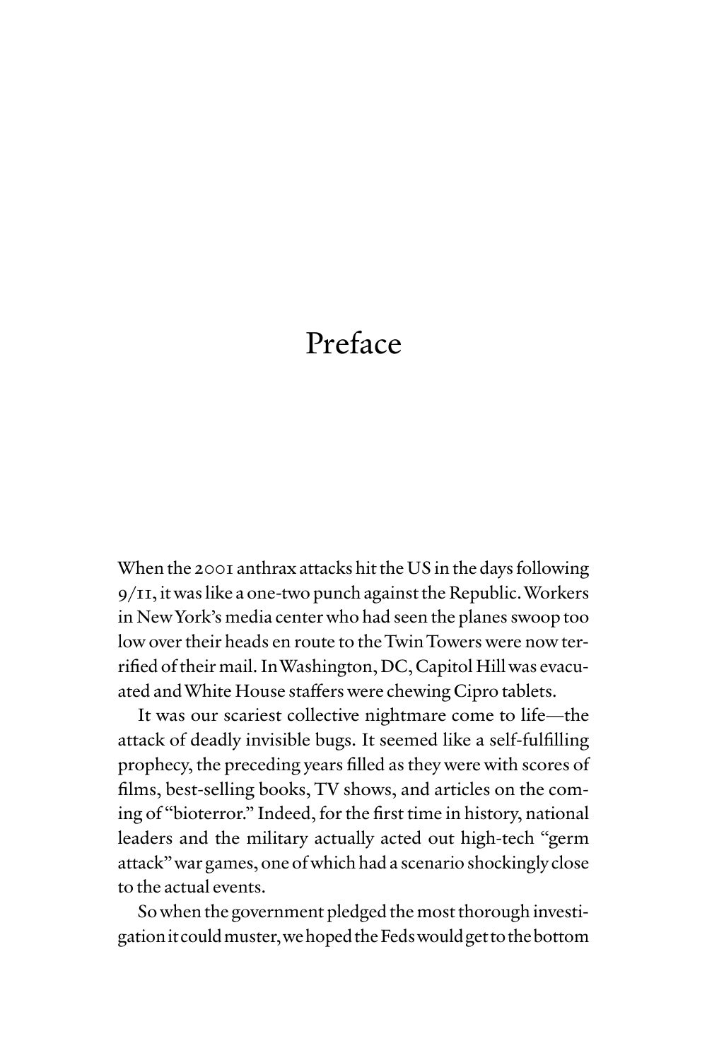# Preface

When the 2001 anthrax attacks hit the US in the days following 9/11, it was like a one-two punch against the Republic. Workers in New York's media center who had seen the planes swoop too low over their heads en route to the Twin Towers were now terrified of their mail. In Washington, DC, Capitol Hill was evacuated and White House staffers were chewing Cipro tablets.

It was our scariest collective nightmare come to life—the attack of deadly invisible bugs. It seemed like a self-fulfilling prophecy, the preceding years filled as they were with scores of films, best-selling books, TV shows, and articles on the coming of "bioterror." Indeed, for the first time in history, national leaders and the military actually acted out high-tech "germ attack" war games, one of which had a scenario shockingly close to the actual events.

So when the government pledged the most thorough investigation it could muster, we hoped the Feds would get to the bottom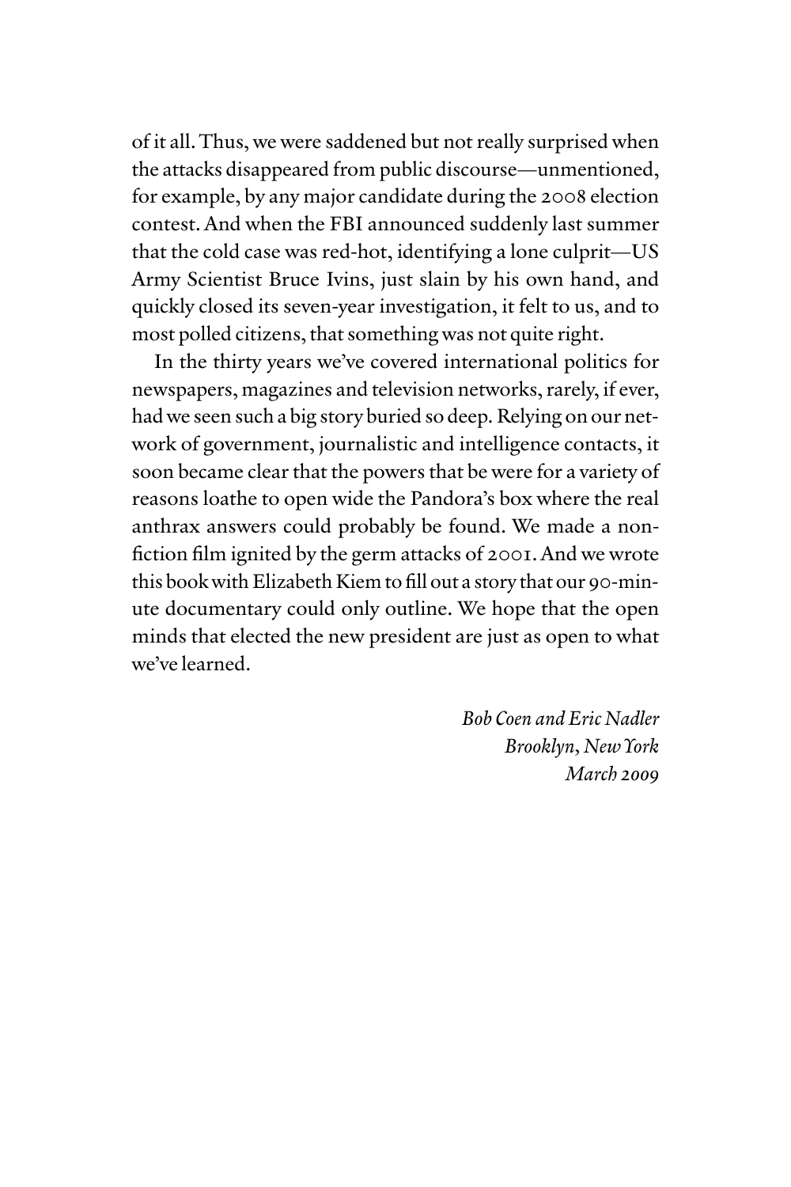of it all. Thus, we were saddened but not really surprised when the attacks disappeared from public discourse—unmentioned, for example, by any major candidate during the 2008 election contest. And when the FBI announced suddenly last summer that the cold case was red-hot, identifying a lone culprit—US Army Scientist Bruce Ivins, just slain by his own hand, and quickly closed its seven-year investigation, it felt to us, and to most polled citizens, that something was not quite right.

In the thirty years we've covered international politics for newspapers, magazines and television networks, rarely, if ever, had we seen such a big story buried so deep. Relying on our network of government, journalistic and intelligence contacts, it soon became clear that the powers that be were for a variety of reasons loathe to open wide the Pandora's box where the real anthrax answers could probably be found. We made a non-fiction film ignited by the germ attacks of 2001. And we wrote this book with Elizabeth Kiem to fill out a story that our 90-minute documentary could only outline. We hope that the open minds that elected the new president are just as open to what we've learned.

*Bob Coen and Eric Nadler*
*Brooklyn, New York*
*March 2009*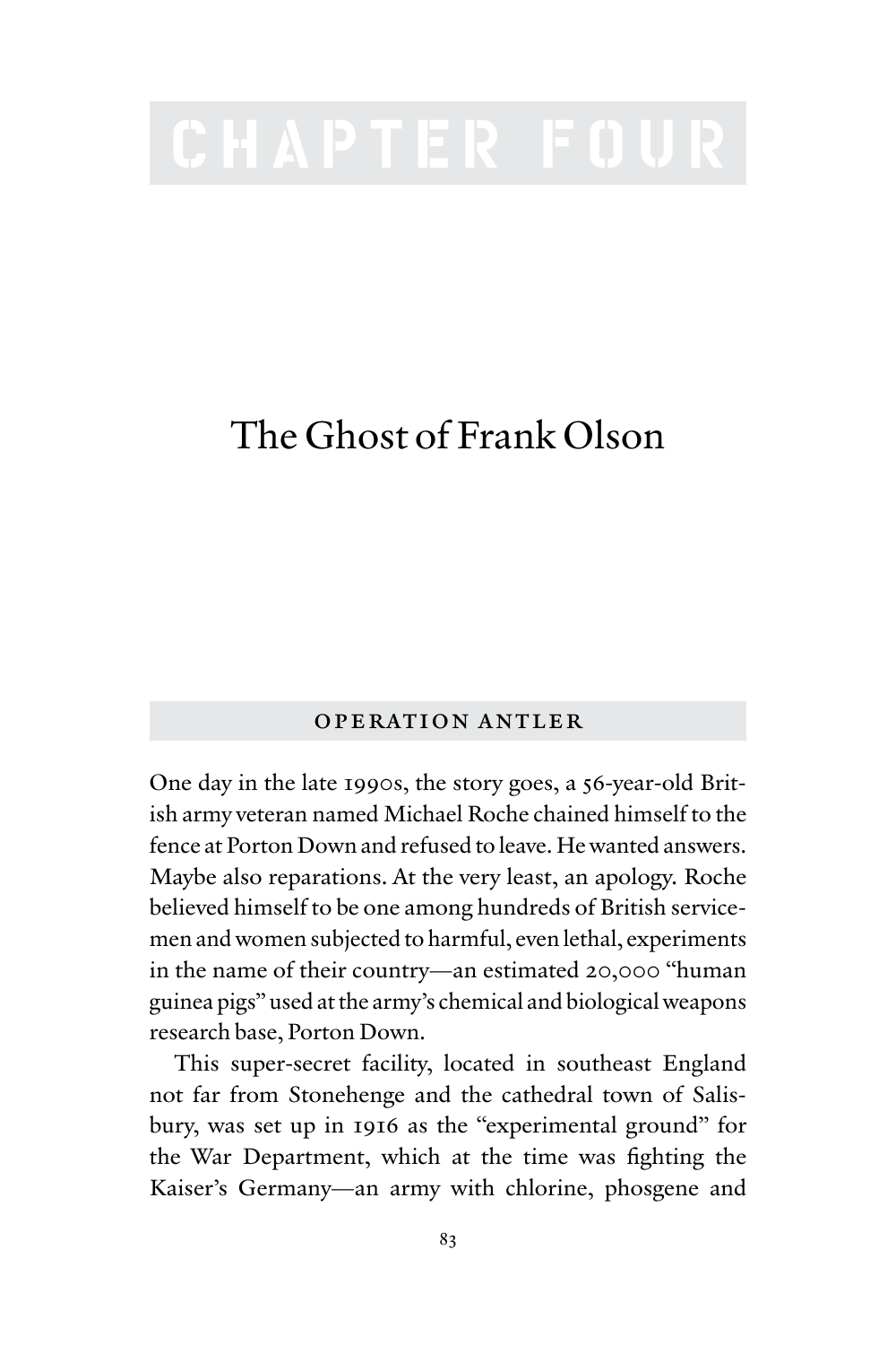# CHAPTER FOUR

## The Ghost of Frank Olson

### OPERATION ANTLER

One day in the late 1990s, the story goes, a 56-year-old British army veteran named Michael Roche chained himself to the fence at Porton Down and refused to leave. He wanted answers. Maybe also reparations. At the very least, an apology. Roche believed himself to be one among hundreds of British servicemen and women subjected to harmful, even lethal, experiments in the name of their country—an estimated 20,000 "human guinea pigs" used at the army's chemical and biological weapons research base, Porton Down.

This super-secret facility, located in southeast England not far from Stonehenge and the cathedral town of Salisbury, was set up in 1916 as the "experimental ground" for the War Department, which at the time was fighting the Kaiser's Germany—an army with chlorine, phosgene and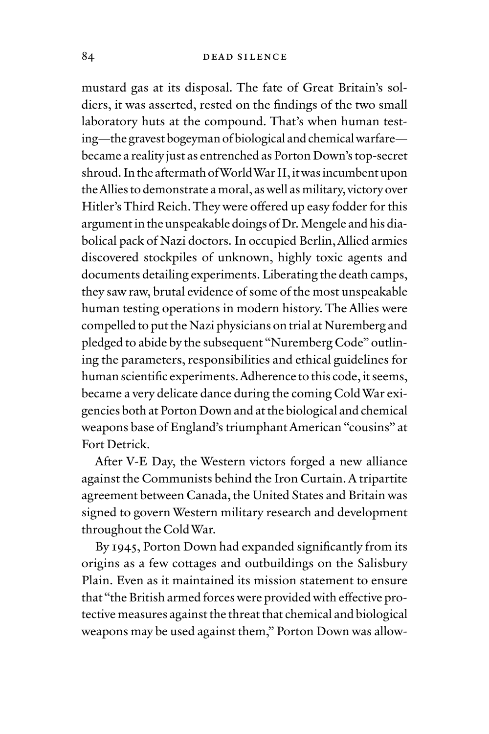mustard gas at its disposal. The fate of Great Britain's soldiers, it was asserted, rested on the findings of the two small laboratory huts at the compound. That's when human testing—the gravest bogeyman of biological and chemical warfare—became a reality just as entrenched as Porton Down's top-secret shroud. In the aftermath of World War II, it was incumbent upon the Allies to demonstrate a moral, as well as military, victory over Hitler's Third Reich. They were offered up easy fodder for this argument in the unspeakable doings of Dr. Mengele and his diabolical pack of Nazi doctors. In occupied Berlin, Allied armies discovered stockpiles of unknown, highly toxic agents and documents detailing experiments. Liberating the death camps, they saw raw, brutal evidence of some of the most unspeakable human testing operations in modern history. The Allies were compelled to put the Nazi physicians on trial at Nuremberg and pledged to abide by the subsequent "Nuremberg Code" outlining the parameters, responsibilities and ethical guidelines for human scientific experiments. Adherence to this code, it seems, became a very delicate dance during the coming Cold War exigencies both at Porton Down and at the biological and chemical weapons base of England's triumphant American "cousins" at Fort Detrick.

After V-E Day, the Western victors forged a new alliance against the Communists behind the Iron Curtain. A tripartite agreement between Canada, the United States and Britain was signed to govern Western military research and development throughout the Cold War.

By 1945, Porton Down had expanded significantly from its origins as a few cottages and outbuildings on the Salisbury Plain. Even as it maintained its mission statement to ensure that "the British armed forces were provided with effective protective measures against the threat that chemical and biological weapons may be used against them," Porton Down was allow-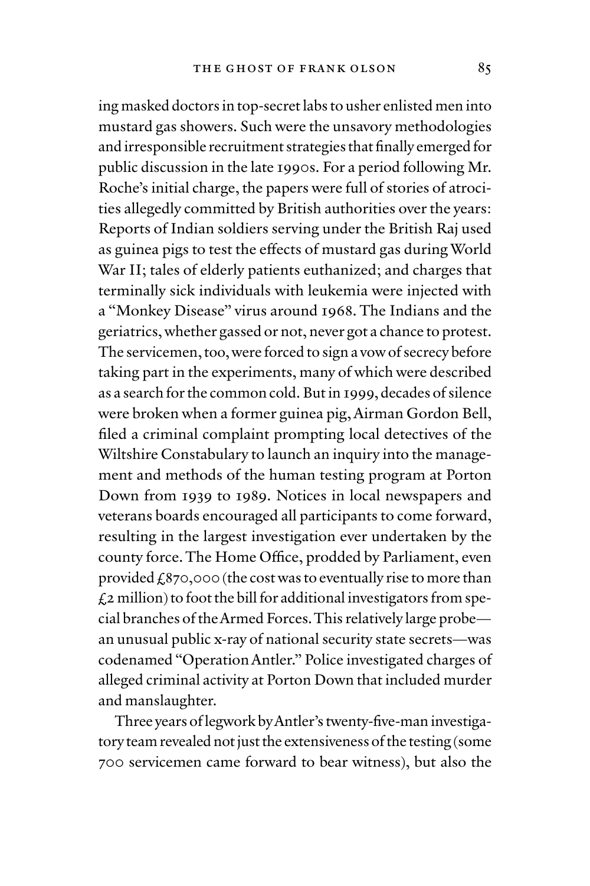ing masked doctors in top-secret labs to usher enlisted men into mustard gas showers. Such were the unsavory methodologies and irresponsible recruitment strategies that finally emerged for public discussion in the late 1990s. For a period following Mr. Roche's initial charge, the papers were full of stories of atrocities allegedly committed by British authorities over the years: Reports of Indian soldiers serving under the British Raj used as guinea pigs to test the effects of mustard gas during World War II; tales of elderly patients euthanized; and charges that terminally sick individuals with leukemia were injected with a "Monkey Disease" virus around 1968. The Indians and the geriatrics, whether gassed or not, never got a chance to protest. The servicemen, too, were forced to sign a vow of secrecy before taking part in the experiments, many of which were described as a search for the common cold. But in 1999, decades of silence were broken when a former guinea pig, Airman Gordon Bell, filed a criminal complaint prompting local detectives of the Wiltshire Constabulary to launch an inquiry into the management and methods of the human testing program at Porton Down from 1939 to 1989. Notices in local newspapers and veterans boards encouraged all participants to come forward, resulting in the largest investigation ever undertaken by the county force. The Home Office, prodded by Parliament, even provided £870,000 (the cost was to eventually rise to more than £2 million) to foot the bill for additional investigators from special branches of the Armed Forces. This relatively large probe—an unusual public x-ray of national security state secrets—was codenamed "Operation Antler." Police investigated charges of alleged criminal activity at Porton Down that included murder and manslaughter.

Three years of legwork by Antler's twenty-five-man investigatory team revealed not just the extensiveness of the testing (some 700 servicemen came forward to bear witness), but also the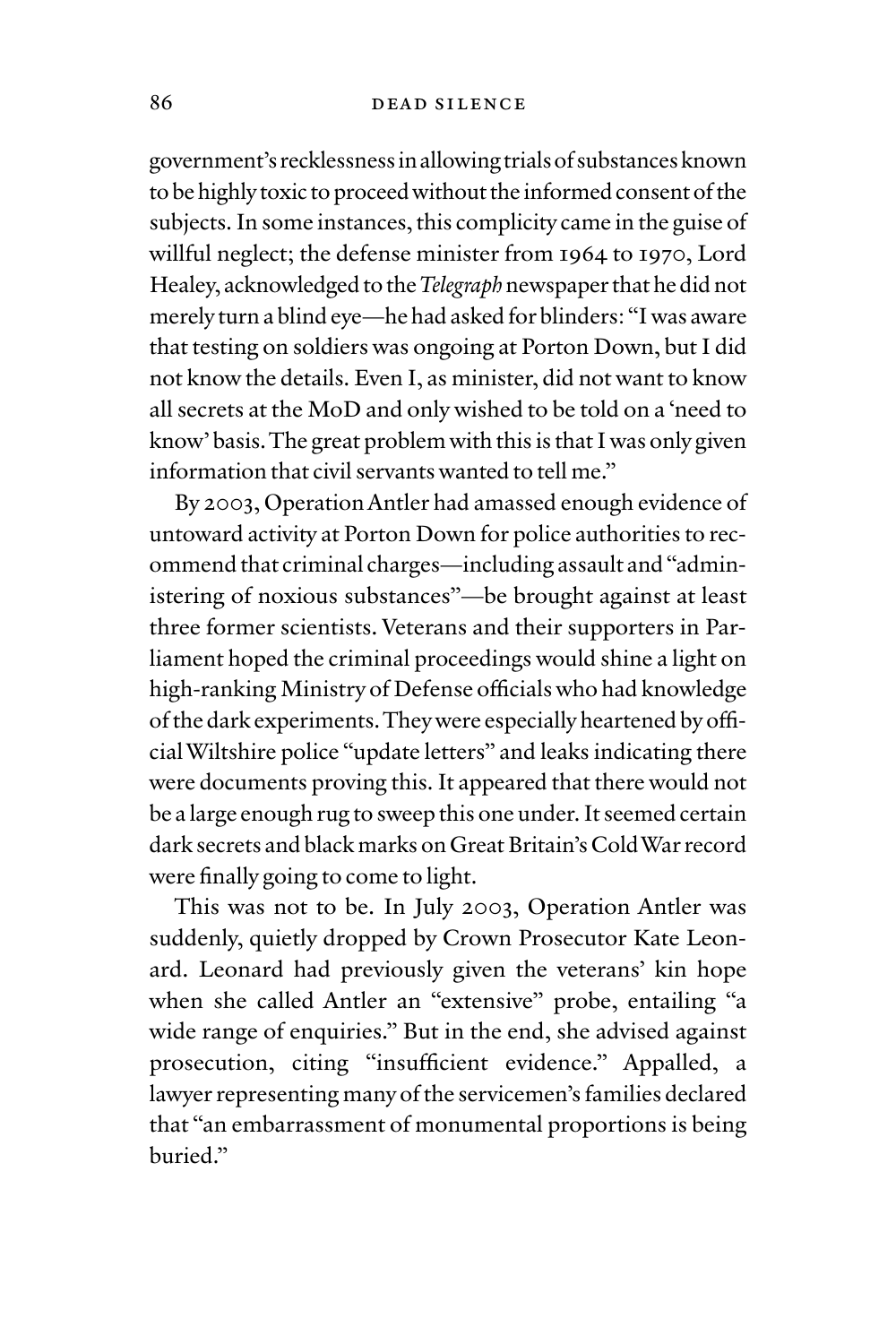government's recklessness in allowing trials of substances known to be highly toxic to proceed without the informed consent of the subjects. In some instances, this complicity came in the guise of willful neglect; the defense minister from 1964 to 1970, Lord Healey, acknowledged to the *Telegraph* newspaper that he did not merely turn a blind eye—he had asked for blinders: "I was aware that testing on soldiers was ongoing at Porton Down, but I did not know the details. Even I, as minister, did not want to know all secrets at the MoD and only wished to be told on a 'need to know' basis. The great problem with this is that I was only given information that civil servants wanted to tell me."

By 2003, Operation Antler had amassed enough evidence of untoward activity at Porton Down for police authorities to recommend that criminal charges—including assault and "administering of noxious substances"—be brought against at least three former scientists. Veterans and their supporters in Parliament hoped the criminal proceedings would shine a light on high-ranking Ministry of Defense officials who had knowledge of the dark experiments. They were especially heartened by official Wiltshire police "update letters" and leaks indicating there were documents proving this. It appeared that there would not be a large enough rug to sweep this one under. It seemed certain dark secrets and black marks on Great Britain's Cold War record were finally going to come to light.

This was not to be. In July 2003, Operation Antler was suddenly, quietly dropped by Crown Prosecutor Kate Leonard. Leonard had previously given the veterans' kin hope when she called Antler an "extensive" probe, entailing "a wide range of enquiries." But in the end, she advised against prosecution, citing "insufficient evidence." Appalled, a lawyer representing many of the servicemen's families declared that "an embarrassment of monumental proportions is being buried."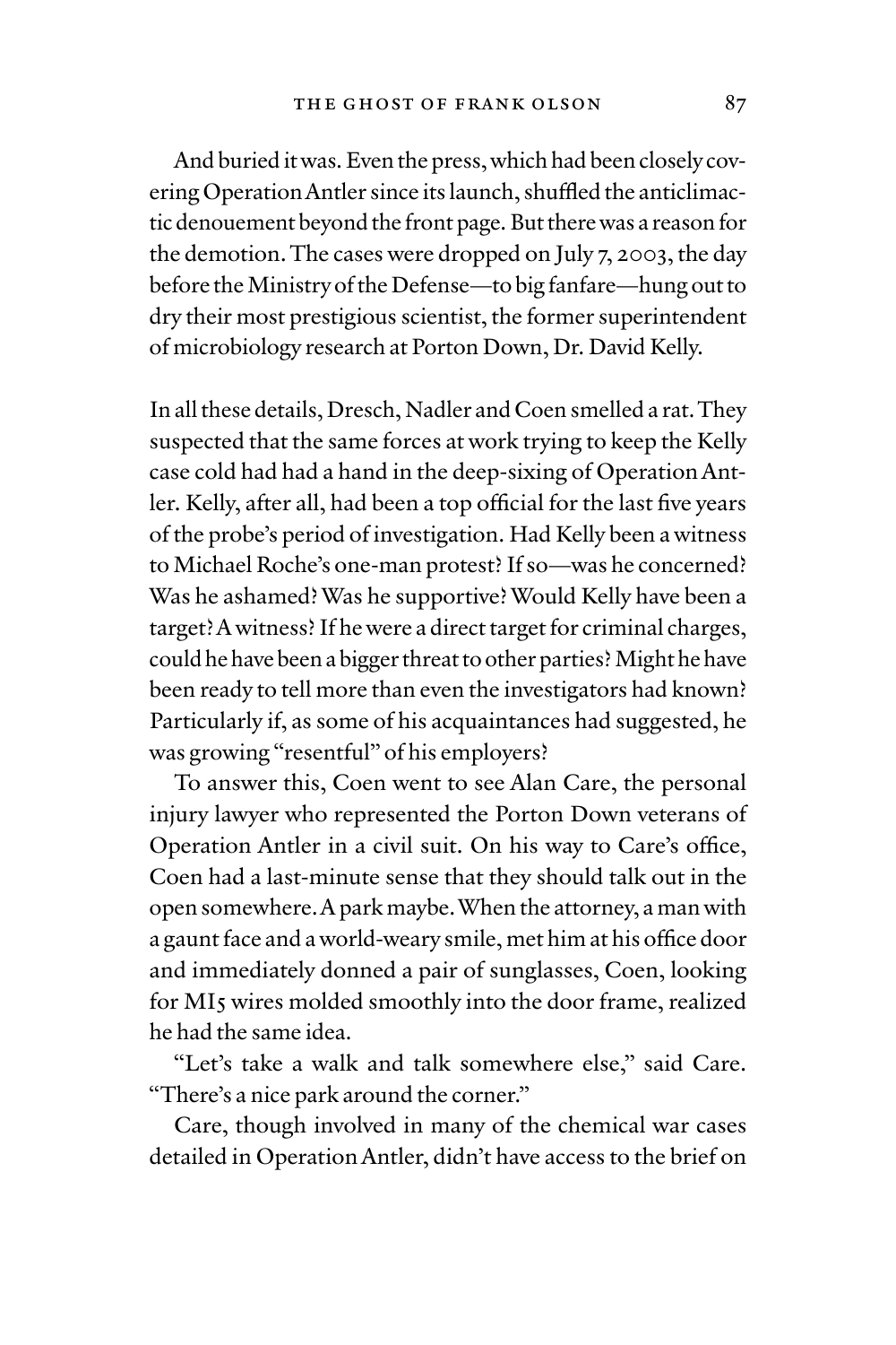And buried it was. Even the press, which had been closely covering Operation Antler since its launch, shuffled the anticlimactic denouement beyond the front page. But there was a reason for the demotion. The cases were dropped on July 7, 2003, the day before the Ministry of the Defense—to big fanfare—hung out to dry their most prestigious scientist, the former superintendent of microbiology research at Porton Down, Dr. David Kelly.

In all these details, Dresch, Nadler and Coen smelled a rat. They suspected that the same forces at work trying to keep the Kelly case cold had had a hand in the deep-sixing of Operation Antler. Kelly, after all, had been a top official for the last five years of the probe's period of investigation. Had Kelly been a witness to Michael Roche's one-man protest? If so—was he concerned? Was he ashamed? Was he supportive? Would Kelly have been a target? A witness? If he were a direct target for criminal charges, could he have been a bigger threat to other parties? Might he have been ready to tell more than even the investigators had known? Particularly if, as some of his acquaintances had suggested, he was growing "resentful" of his employers?

To answer this, Coen went to see Alan Care, the personal injury lawyer who represented the Porton Down veterans of Operation Antler in a civil suit. On his way to Care's office, Coen had a last-minute sense that they should talk out in the open somewhere. A park maybe. When the attorney, a man with a gaunt face and a world-weary smile, met him at his office door and immediately donned a pair of sunglasses, Coen, looking for MI5 wires molded smoothly into the door frame, realized he had the same idea.

"Let's take a walk and talk somewhere else," said Care. "There's a nice park around the corner."

Care, though involved in many of the chemical war cases detailed in Operation Antler, didn't have access to the brief on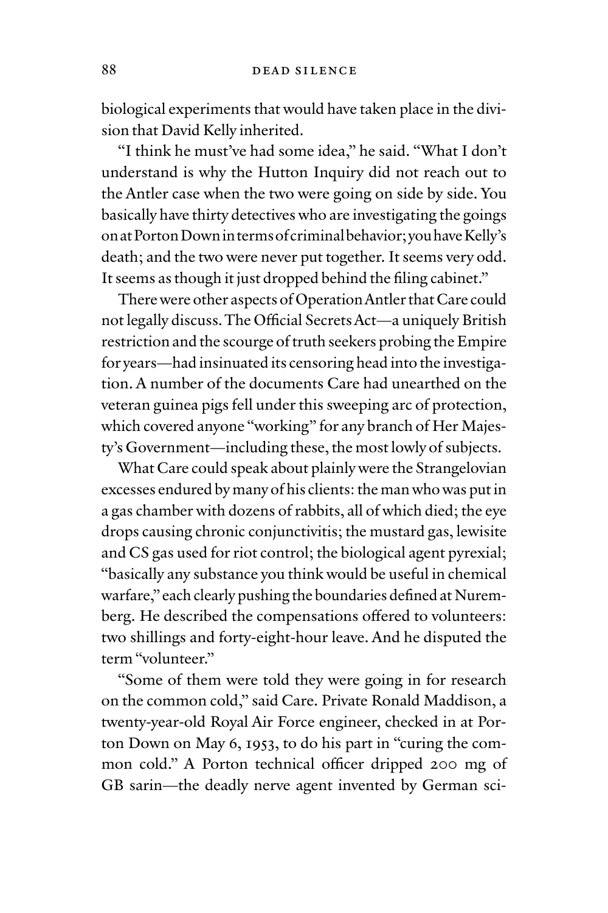biological experiments that would have taken place in the division that David Kelly inherited.

"I think he must've had some idea," he said. "What I don't understand is why the Hutton Inquiry did not reach out to the Antler case when the two were going on side by side. You basically have thirty detectives who are investigating the goings on at Porton Down in terms of criminal behavior; you have Kelly's death; and the two were never put together. It seems very odd. It seems as though it just dropped behind the filing cabinet."

There were other aspects of Operation Antler that Care could not legally discuss. The Official Secrets Act—a uniquely British restriction and the scourge of truth seekers probing the Empire for years—had insinuated its censoring head into the investigation. A number of the documents Care had unearthed on the veteran guinea pigs fell under this sweeping arc of protection, which covered anyone "working" for any branch of Her Majesty's Government—including these, the most lowly of subjects.

What Care could speak about plainly were the Strangelovian excesses endured by many of his clients: the man who was put in a gas chamber with dozens of rabbits, all of which died; the eye drops causing chronic conjunctivitis; the mustard gas, lewisite and CS gas used for riot control; the biological agent pyrexial; "basically any substance you think would be useful in chemical warfare," each clearly pushing the boundaries defined at Nuremberg. He described the compensations offered to volunteers: two shillings and forty-eight-hour leave. And he disputed the term "volunteer."

"Some of them were told they were going in for research on the common cold," said Care. Private Ronald Maddison, a twenty-year-old Royal Air Force engineer, checked in at Porton Down on May 6, 1953, to do his part in "curing the common cold." A Porton technical officer dripped 200 mg of GB sarin—the deadly nerve agent invented by German sci-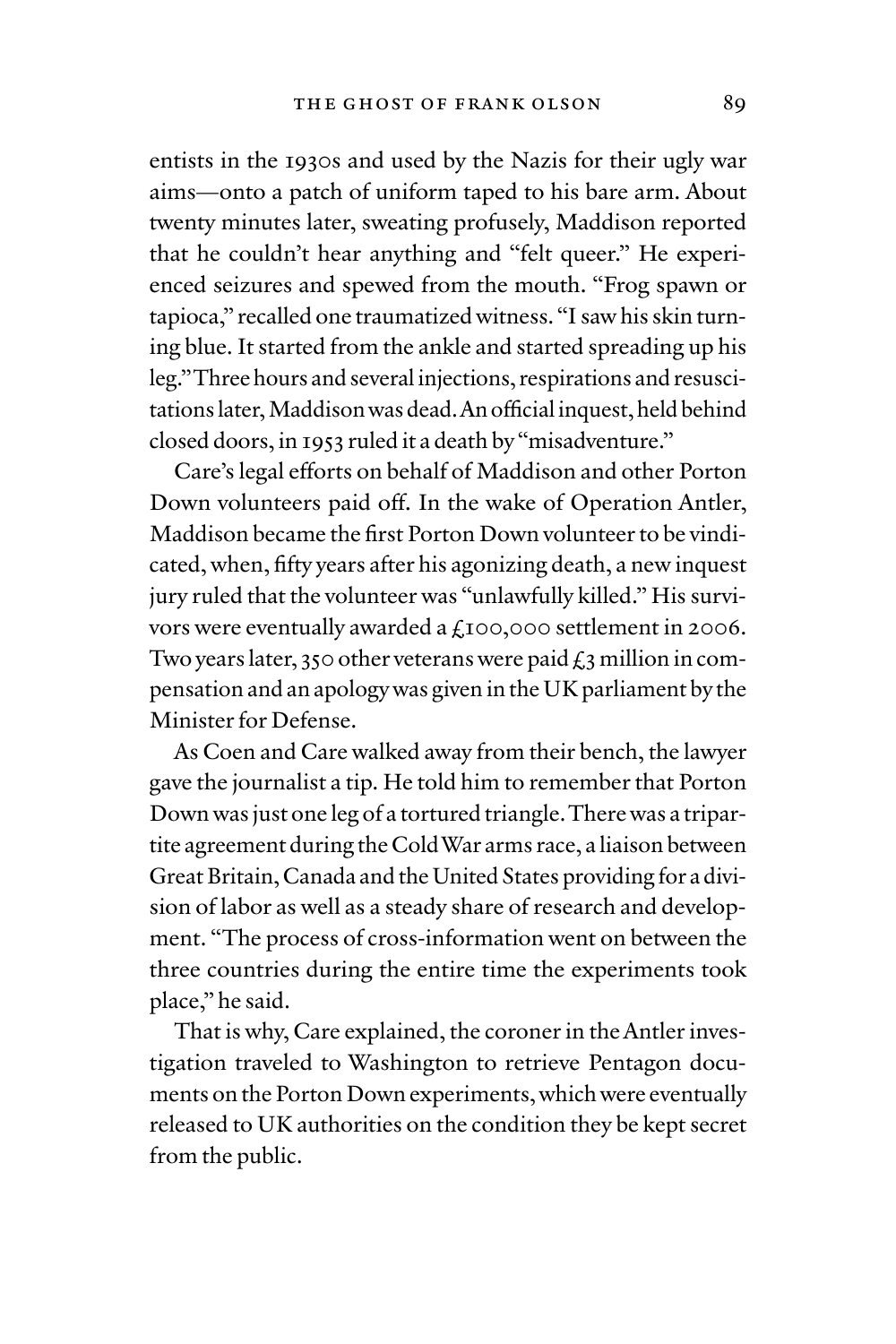entists in the 1930s and used by the Nazis for their ugly war aims—onto a patch of uniform taped to his bare arm. About twenty minutes later, sweating profusely, Maddison reported that he couldn't hear anything and "felt queer." He experienced seizures and spewed from the mouth. "Frog spawn or tapioca," recalled one traumatized witness. "I saw his skin turning blue. It started from the ankle and started spreading up his leg." Three hours and several injections, respirations and resuscitations later, Maddison was dead. An official inquest, held behind closed doors, in 1953 ruled it a death by "misadventure."

Care's legal efforts on behalf of Maddison and other Porton Down volunteers paid off. In the wake of Operation Antler, Maddison became the first Porton Down volunteer to be vindicated, when, fifty years after his agonizing death, a new inquest jury ruled that the volunteer was "unlawfully killed." His survivors were eventually awarded a £100,000 settlement in 2006. Two years later, 350 other veterans were paid £3 million in compensation and an apology was given in the UK parliament by the Minister for Defense.

As Coen and Care walked away from their bench, the lawyer gave the journalist a tip. He told him to remember that Porton Down was just one leg of a tortured triangle. There was a tripartite agreement during the Cold War arms race, a liaison between Great Britain, Canada and the United States providing for a division of labor as well as a steady share of research and development. "The process of cross-information went on between the three countries during the entire time the experiments took place," he said.

That is why, Care explained, the coroner in the Antler investigation traveled to Washington to retrieve Pentagon documents on the Porton Down experiments, which were eventually released to UK authorities on the condition they be kept secret from the public.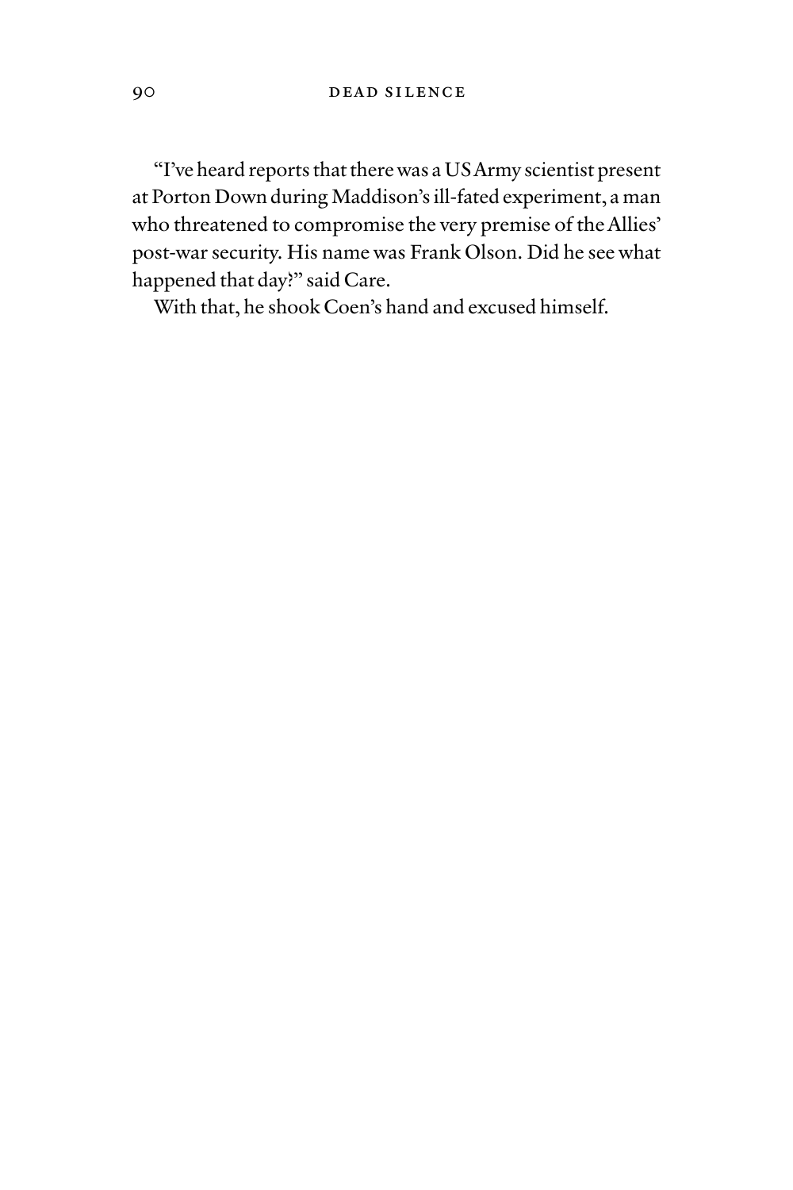"I've heard reports that there was a US Army scientist present at Porton Down during Maddison's ill-fated experiment, a man who threatened to compromise the very premise of the Allies' post-war security. His name was Frank Olson. Did he see what happened that day?" said Care.

With that, he shook Coen's hand and excused himself.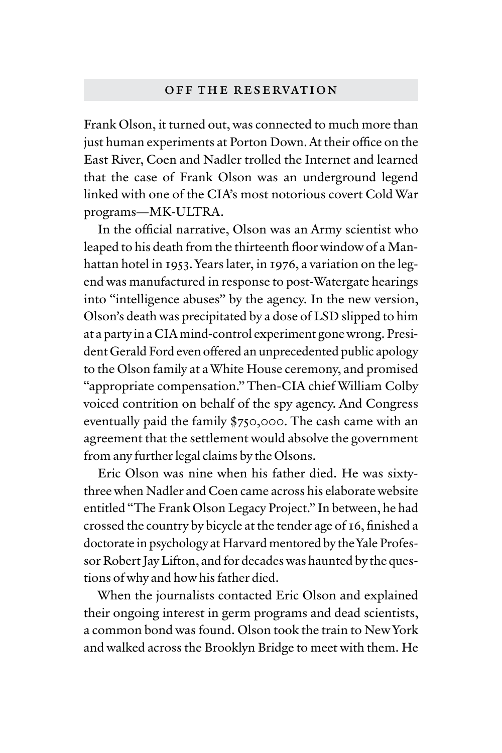Frank Olson, it turned out, was connected to much more than just human experiments at Porton Down. At their office on the East River, Coen and Nadler trolled the Internet and learned that the case of Frank Olson was an underground legend linked with one of the CIA's most notorious covert Cold War programs—MK-ULTRA.

In the official narrative, Olson was an Army scientist who leaped to his death from the thirteenth floor window of a Manhattan hotel in 1953. Years later, in 1976, a variation on the legend was manufactured in response to post-Watergate hearings into "intelligence abuses" by the agency. In the new version, Olson's death was precipitated by a dose of LSD slipped to him at a party in a CIA mind-control experiment gone wrong. President Gerald Ford even offered an unprecedented public apology to the Olson family at a White House ceremony, and promised "appropriate compensation." Then-CIA chief William Colby voiced contrition on behalf of the spy agency. And Congress eventually paid the family $750,000. The cash came with an agreement that the settlement would absolve the government from any further legal claims by the Olsons.

Eric Olson was nine when his father died. He was sixty-three when Nadler and Coen came across his elaborate website entitled "The Frank Olson Legacy Project." In between, he had crossed the country by bicycle at the tender age of 16, finished a doctorate in psychology at Harvard mentored by the Yale Professor Robert Jay Lifton, and for decades was haunted by the questions of why and how his father died.

When the journalists contacted Eric Olson and explained their ongoing interest in germ programs and dead scientists, a common bond was found. Olson took the train to New York and walked across the Brooklyn Bridge to meet with them. He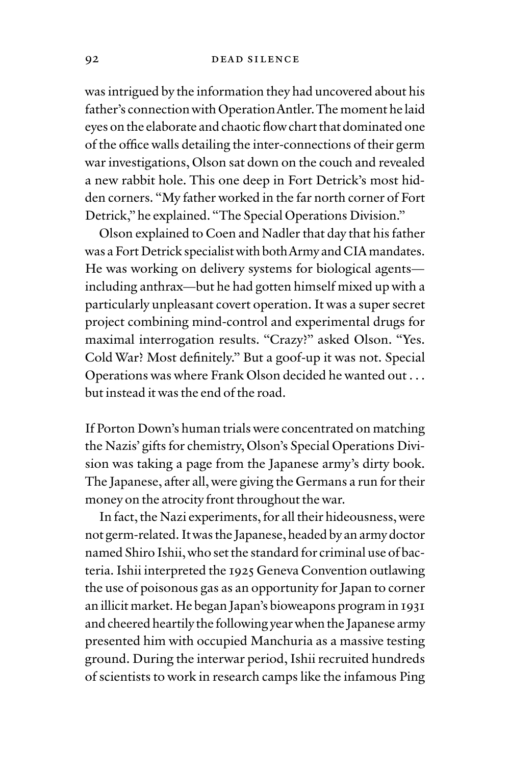was intrigued by the information they had uncovered about his father's connection with Operation Antler. The moment he laid eyes on the elaborate and chaotic flow chart that dominated one of the office walls detailing the inter-connections of their germ war investigations, Olson sat down on the couch and revealed a new rabbit hole. This one deep in Fort Detrick's most hidden corners. "My father worked in the far north corner of Fort Detrick," he explained. "The Special Operations Division."

Olson explained to Coen and Nadler that day that his father was a Fort Detrick specialist with both Army and CIA mandates. He was working on delivery systems for biological agents—including anthrax—but he had gotten himself mixed up with a particularly unpleasant covert operation. It was a super secret project combining mind-control and experimental drugs for maximal interrogation results. "Crazy?" asked Olson. "Yes. Cold War? Most definitely." But a goof-up it was not. Special Operations was where Frank Olson decided he wanted out . . . but instead it was the end of the road.

If Porton Down's human trials were concentrated on matching the Nazis' gifts for chemistry, Olson's Special Operations Division was taking a page from the Japanese army's dirty book. The Japanese, after all, were giving the Germans a run for their money on the atrocity front throughout the war.

In fact, the Nazi experiments, for all their hideousness, were not germ-related. It was the Japanese, headed by an army doctor named Shiro Ishii, who set the standard for criminal use of bacteria. Ishii interpreted the 1925 Geneva Convention outlawing the use of poisonous gas as an opportunity for Japan to corner an illicit market. He began Japan's bioweapons program in 1931 and cheered heartily the following year when the Japanese army presented him with occupied Manchuria as a massive testing ground. During the interwar period, Ishii recruited hundreds of scientists to work in research camps like the infamous Ping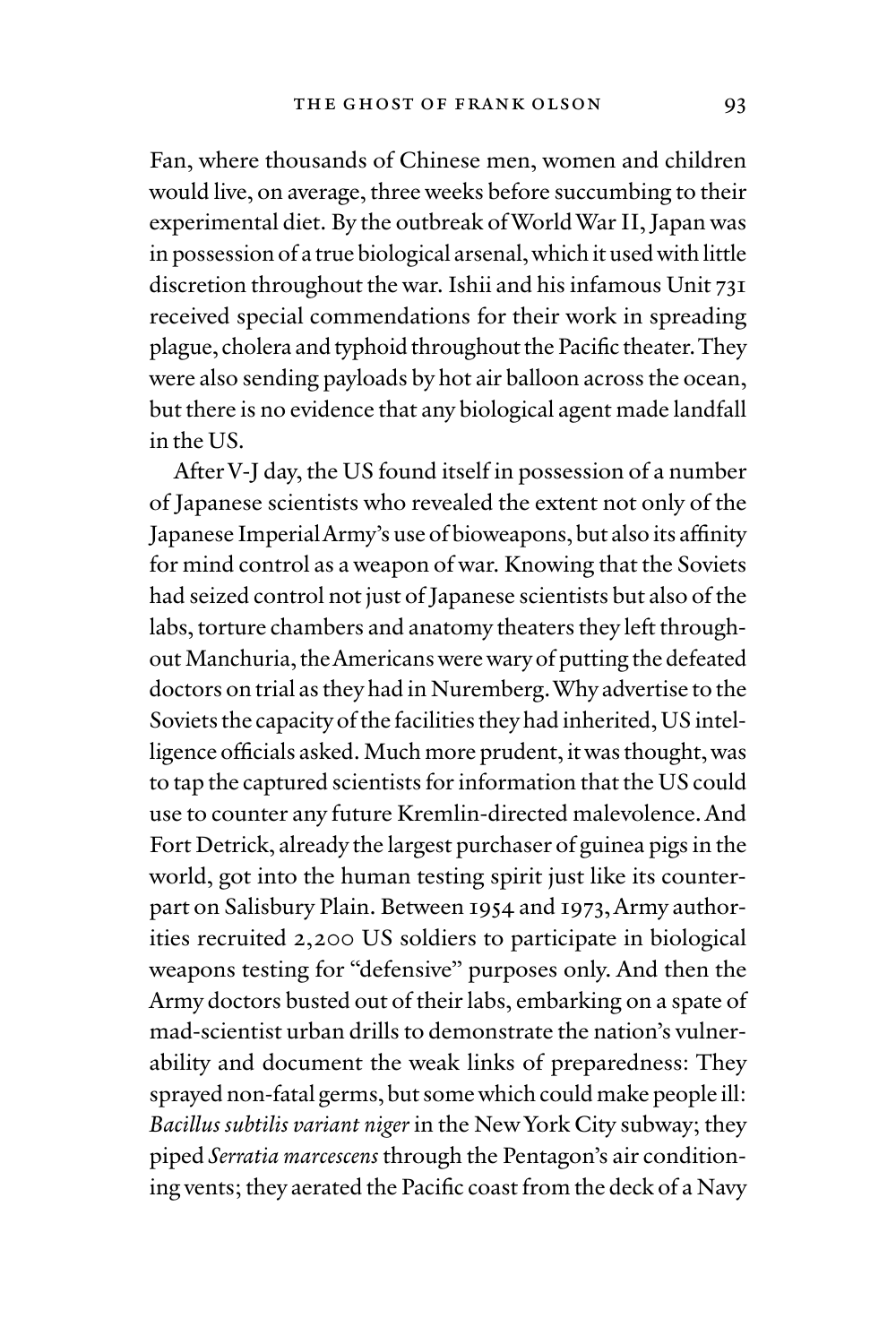Fan, where thousands of Chinese men, women and children would live, on average, three weeks before succumbing to their experimental diet. By the outbreak of World War II, Japan was in possession of a true biological arsenal, which it used with little discretion throughout the war. Ishii and his infamous Unit 731 received special commendations for their work in spreading plague, cholera and typhoid throughout the Pacific theater. They were also sending payloads by hot air balloon across the ocean, but there is no evidence that any biological agent made landfall in the US.

After V-J day, the US found itself in possession of a number of Japanese scientists who revealed the extent not only of the Japanese Imperial Army's use of bioweapons, but also its affinity for mind control as a weapon of war. Knowing that the Soviets had seized control not just of Japanese scientists but also of the labs, torture chambers and anatomy theaters they left throughout Manchuria, the Americans were wary of putting the defeated doctors on trial as they had in Nuremberg. Why advertise to the Soviets the capacity of the facilities they had inherited, US intelligence officials asked. Much more prudent, it was thought, was to tap the captured scientists for information that the US could use to counter any future Kremlin-directed malevolence. And Fort Detrick, already the largest purchaser of guinea pigs in the world, got into the human testing spirit just like its counterpart on Salisbury Plain. Between 1954 and 1973, Army authorities recruited 2,200 US soldiers to participate in biological weapons testing for "defensive" purposes only. And then the Army doctors busted out of their labs, embarking on a spate of mad-scientist urban drills to demonstrate the nation's vulnerability and document the weak links of preparedness: They sprayed non-fatal germs, but some which could make people ill: *Bacillus subtilis variant niger* in the New York City subway; they piped *Serratia marcescens* through the Pentagon's air conditioning vents; they aerated the Pacific coast from the deck of a Navy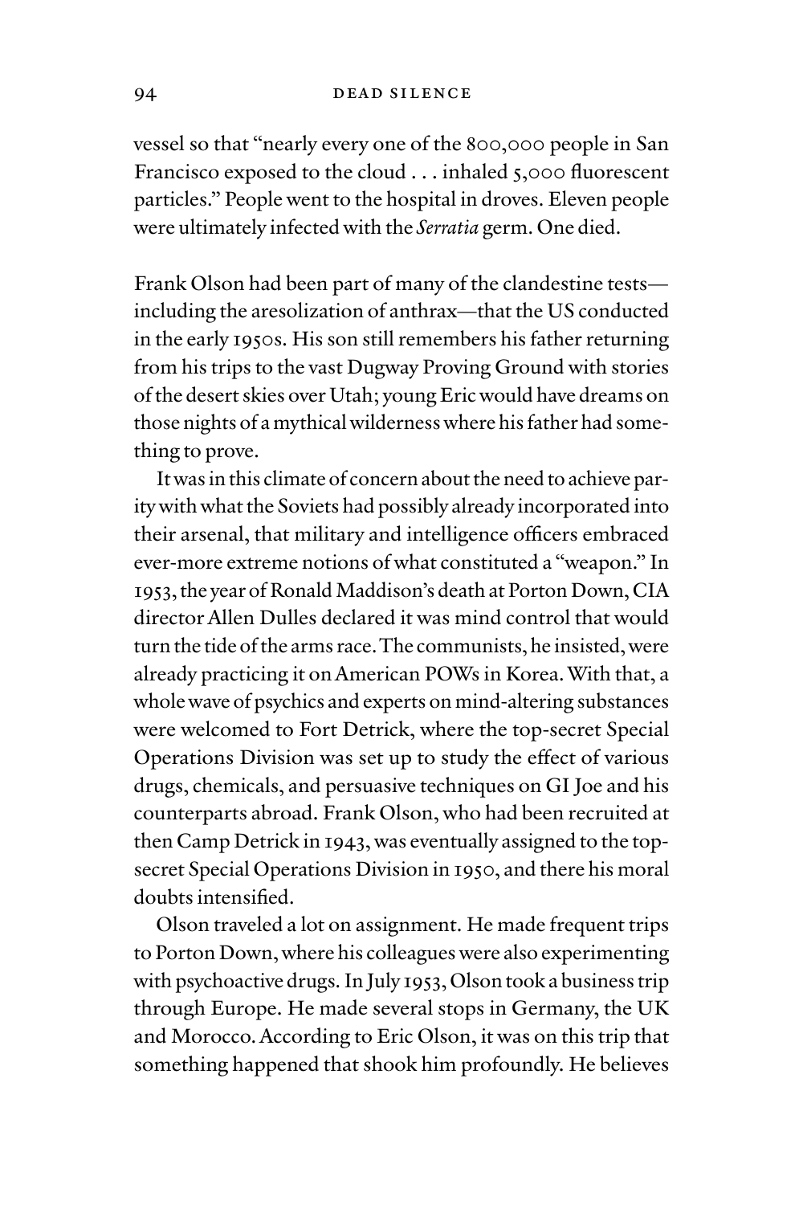vessel so that "nearly every one of the 800,000 people in San Francisco exposed to the cloud . . . inhaled 5,000 fluorescent particles." People went to the hospital in droves. Eleven people were ultimately infected with the *Serratia* germ. One died.

Frank Olson had been part of many of the clandestine tests—including the aresolization of anthrax—that the US conducted in the early 1950s. His son still remembers his father returning from his trips to the vast Dugway Proving Ground with stories of the desert skies over Utah; young Eric would have dreams on those nights of a mythical wilderness where his father had something to prove.

It was in this climate of concern about the need to achieve parity with what the Soviets had possibly already incorporated into their arsenal, that military and intelligence officers embraced ever-more extreme notions of what constituted a "weapon." In 1953, the year of Ronald Maddison's death at Porton Down, CIA director Allen Dulles declared it was mind control that would turn the tide of the arms race. The communists, he insisted, were already practicing it on American POWs in Korea. With that, a whole wave of psychics and experts on mind-altering substances were welcomed to Fort Detrick, where the top-secret Special Operations Division was set up to study the effect of various drugs, chemicals, and persuasive techniques on GI Joe and his counterparts abroad. Frank Olson, who had been recruited at then Camp Detrick in 1943, was eventually assigned to the top-secret Special Operations Division in 1950, and there his moral doubts intensified.

Olson traveled a lot on assignment. He made frequent trips to Porton Down, where his colleagues were also experimenting with psychoactive drugs. In July 1953, Olson took a business trip through Europe. He made several stops in Germany, the UK and Morocco. According to Eric Olson, it was on this trip that something happened that shook him profoundly. He believes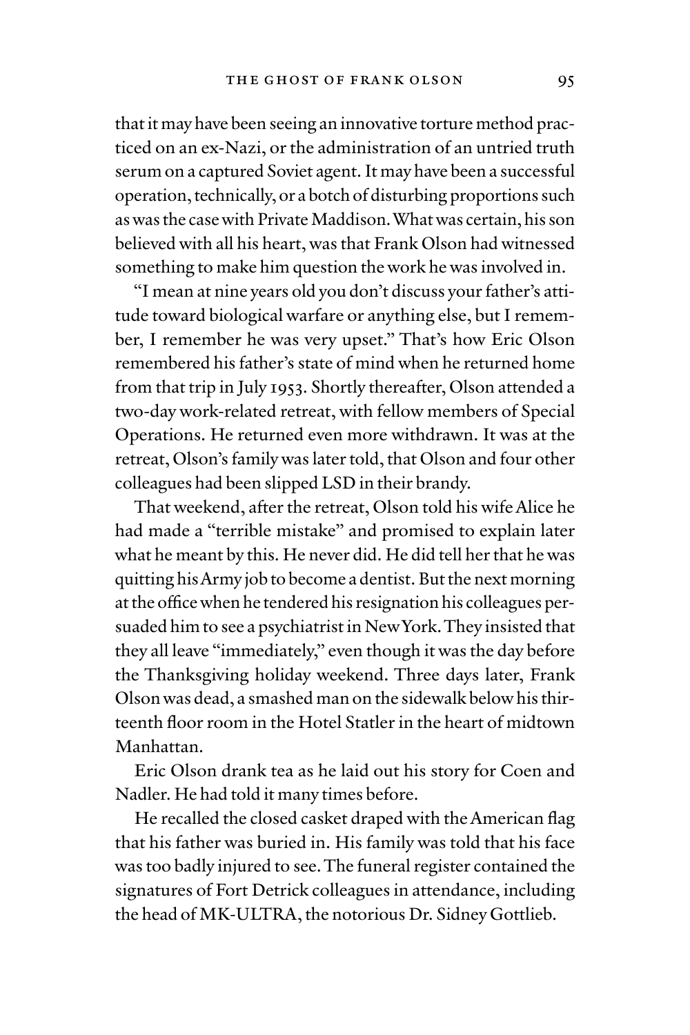that it may have been seeing an innovative torture method practiced on an ex-Nazi, or the administration of an untried truth serum on a captured Soviet agent. It may have been a successful operation, technically, or a botch of disturbing proportions such as was the case with Private Maddison. What was certain, his son believed with all his heart, was that Frank Olson had witnessed something to make him question the work he was involved in.

"I mean at nine years old you don't discuss your father's attitude toward biological warfare or anything else, but I remember, I remember he was very upset." That's how Eric Olson remembered his father's state of mind when he returned home from that trip in July 1953. Shortly thereafter, Olson attended a two-day work-related retreat, with fellow members of Special Operations. He returned even more withdrawn. It was at the retreat, Olson's family was later told, that Olson and four other colleagues had been slipped LSD in their brandy.

That weekend, after the retreat, Olson told his wife Alice he had made a "terrible mistake" and promised to explain later what he meant by this. He never did. He did tell her that he was quitting his Army job to become a dentist. But the next morning at the office when he tendered his resignation his colleagues persuaded him to see a psychiatrist in New York. They insisted that they all leave "immediately," even though it was the day before the Thanksgiving holiday weekend. Three days later, Frank Olson was dead, a smashed man on the sidewalk below his thirteenth floor room in the Hotel Statler in the heart of midtown Manhattan.

Eric Olson drank tea as he laid out his story for Coen and Nadler. He had told it many times before.

He recalled the closed casket draped with the American flag that his father was buried in. His family was told that his face was too badly injured to see. The funeral register contained the signatures of Fort Detrick colleagues in attendance, including the head of MK-ULTRA, the notorious Dr. Sidney Gottlieb.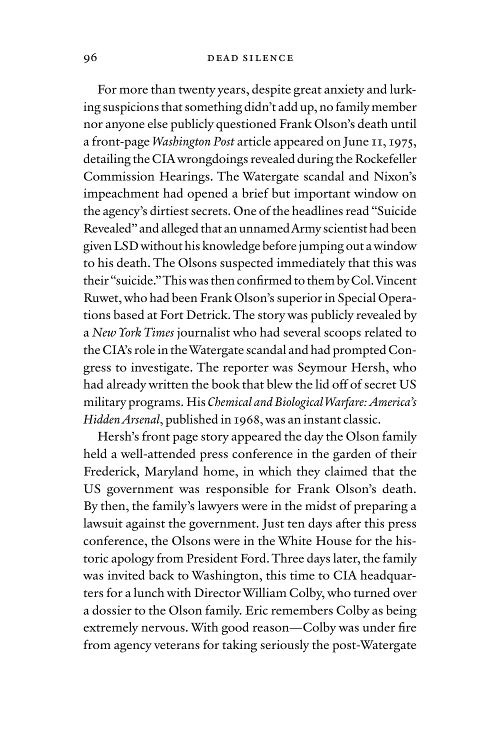For more than twenty years, despite great anxiety and lurking suspicions that something didn't add up, no family member nor anyone else publicly questioned Frank Olson's death until a front-page *Washington Post* article appeared on June 11, 1975, detailing the CIA wrongdoings revealed during the Rockefeller Commission Hearings. The Watergate scandal and Nixon's impeachment had opened a brief but important window on the agency's dirtiest secrets. One of the headlines read "Suicide Revealed" and alleged that an unnamed Army scientist had been given LSD without his knowledge before jumping out a window to his death. The Olsons suspected immediately that this was their "suicide." This was then confirmed to them by Col. Vincent Ruwet, who had been Frank Olson's superior in Special Operations based at Fort Detrick. The story was publicly revealed by a *New York Times* journalist who had several scoops related to the CIA's role in the Watergate scandal and had prompted Congress to investigate. The reporter was Seymour Hersh, who had already written the book that blew the lid off of secret US military programs. His *Chemical and Biological Warfare: America's Hidden Arsenal*, published in 1968, was an instant classic.

Hersh's front page story appeared the day the Olson family held a well-attended press conference in the garden of their Frederick, Maryland home, in which they claimed that the US government was responsible for Frank Olson's death. By then, the family's lawyers were in the midst of preparing a lawsuit against the government. Just ten days after this press conference, the Olsons were in the White House for the historic apology from President Ford. Three days later, the family was invited back to Washington, this time to CIA headquarters for a lunch with Director William Colby, who turned over a dossier to the Olson family. Eric remembers Colby as being extremely nervous. With good reason—Colby was under fire from agency veterans for taking seriously the post-Watergate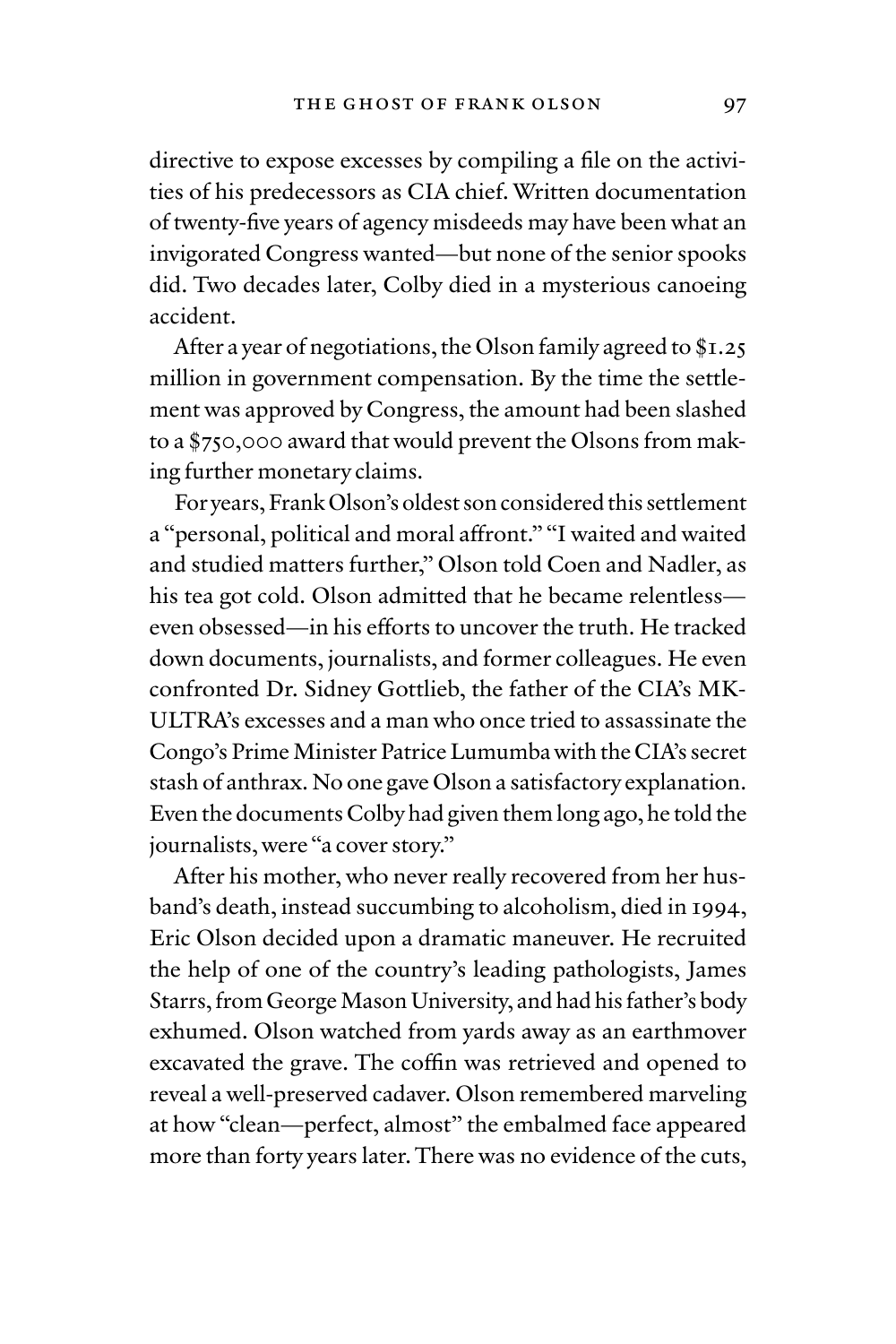directive to expose excesses by compiling a file on the activities of his predecessors as CIA chief. Written documentation of twenty-five years of agency misdeeds may have been what an invigorated Congress wanted—but none of the senior spooks did. Two decades later, Colby died in a mysterious canoeing accident.

After a year of negotiations, the Olson family agreed to $1.25 million in government compensation. By the time the settlement was approved by Congress, the amount had been slashed to a $750,000 award that would prevent the Olsons from making further monetary claims.

For years, Frank Olson's oldest son considered this settlement a "personal, political and moral affront." "I waited and waited and studied matters further," Olson told Coen and Nadler, as his tea got cold. Olson admitted that he became relentless—even obsessed—in his efforts to uncover the truth. He tracked down documents, journalists, and former colleagues. He even confronted Dr. Sidney Gottlieb, the father of the CIA's MK-ULTRA's excesses and a man who once tried to assassinate the Congo's Prime Minister Patrice Lumumba with the CIA's secret stash of anthrax. No one gave Olson a satisfactory explanation. Even the documents Colby had given them long ago, he told the journalists, were "a cover story."

After his mother, who never really recovered from her husband's death, instead succumbing to alcoholism, died in 1994, Eric Olson decided upon a dramatic maneuver. He recruited the help of one of the country's leading pathologists, James Starrs, from George Mason University, and had his father's body exhumed. Olson watched from yards away as an earthmover excavated the grave. The coffin was retrieved and opened to reveal a well-preserved cadaver. Olson remembered marveling at how "clean—perfect, almost" the embalmed face appeared more than forty years later. There was no evidence of the cuts,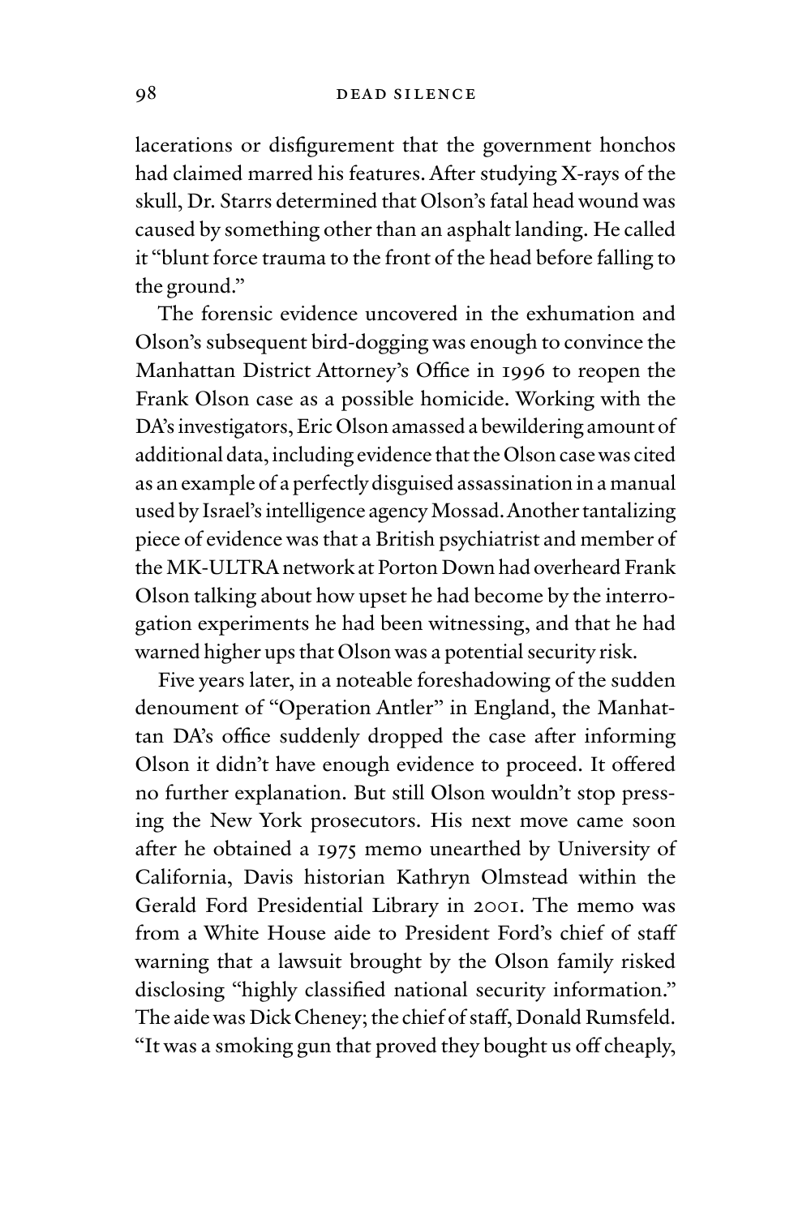lacerations or disfigurement that the government honchos had claimed marred his features. After studying X-rays of the skull, Dr. Starrs determined that Olson's fatal head wound was caused by something other than an asphalt landing. He called it "blunt force trauma to the front of the head before falling to the ground."

The forensic evidence uncovered in the exhumation and Olson's subsequent bird-dogging was enough to convince the Manhattan District Attorney's Office in 1996 to reopen the Frank Olson case as a possible homicide. Working with the DA's investigators, Eric Olson amassed a bewildering amount of additional data, including evidence that the Olson case was cited as an example of a perfectly disguised assassination in a manual used by Israel's intelligence agency Mossad. Another tantalizing piece of evidence was that a British psychiatrist and member of the MK-ULTRA network at Porton Down had overheard Frank Olson talking about how upset he had become by the interrogation experiments he had been witnessing, and that he had warned higher ups that Olson was a potential security risk.

Five years later, in a noteable foreshadowing of the sudden denoument of "Operation Antler" in England, the Manhattan DA's office suddenly dropped the case after informing Olson it didn't have enough evidence to proceed. It offered no further explanation. But still Olson wouldn't stop pressing the New York prosecutors. His next move came soon after he obtained a 1975 memo unearthed by University of California, Davis historian Kathryn Olmstead within the Gerald Ford Presidential Library in 2001. The memo was from a White House aide to President Ford's chief of staff warning that a lawsuit brought by the Olson family risked disclosing "highly classified national security information." The aide was Dick Cheney; the chief of staff, Donald Rumsfeld. "It was a smoking gun that proved they bought us off cheaply,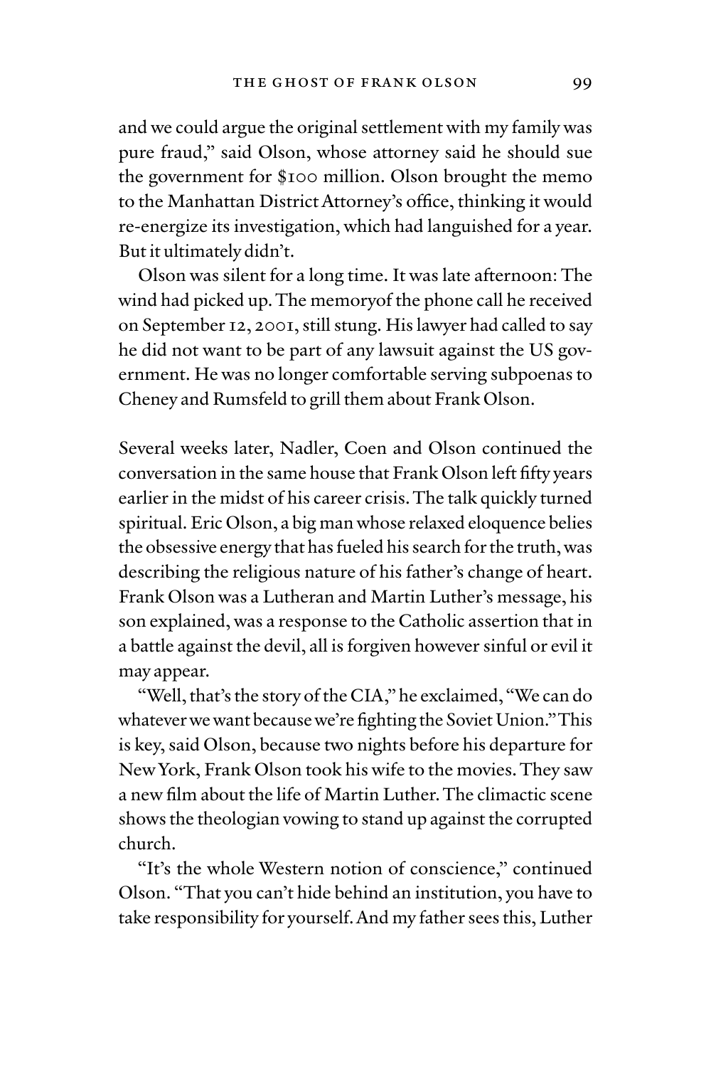and we could argue the original settlement with my family was pure fraud," said Olson, whose attorney said he should sue the government for $100 million. Olson brought the memo to the Manhattan District Attorney's office, thinking it would re-energize its investigation, which had languished for a year. But it ultimately didn't.

Olson was silent for a long time. It was late afternoon: The wind had picked up. The memoryof the phone call he received on September 12, 2001, still stung. His lawyer had called to say he did not want to be part of any lawsuit against the US government. He was no longer comfortable serving subpoenas to Cheney and Rumsfeld to grill them about Frank Olson.

Several weeks later, Nadler, Coen and Olson continued the conversation in the same house that Frank Olson left fifty years earlier in the midst of his career crisis. The talk quickly turned spiritual. Eric Olson, a big man whose relaxed eloquence belies the obsessive energy that has fueled his search for the truth, was describing the religious nature of his father's change of heart. Frank Olson was a Lutheran and Martin Luther's message, his son explained, was a response to the Catholic assertion that in a battle against the devil, all is forgiven however sinful or evil it may appear.

"Well, that's the story of the CIA," he exclaimed, "We can do whatever we want because we're fighting the Soviet Union." This is key, said Olson, because two nights before his departure for New York, Frank Olson took his wife to the movies. They saw a new film about the life of Martin Luther. The climactic scene shows the theologian vowing to stand up against the corrupted church.

"It's the whole Western notion of conscience," continued Olson. "That you can't hide behind an institution, you have to take responsibility for yourself. And my father sees this, Luther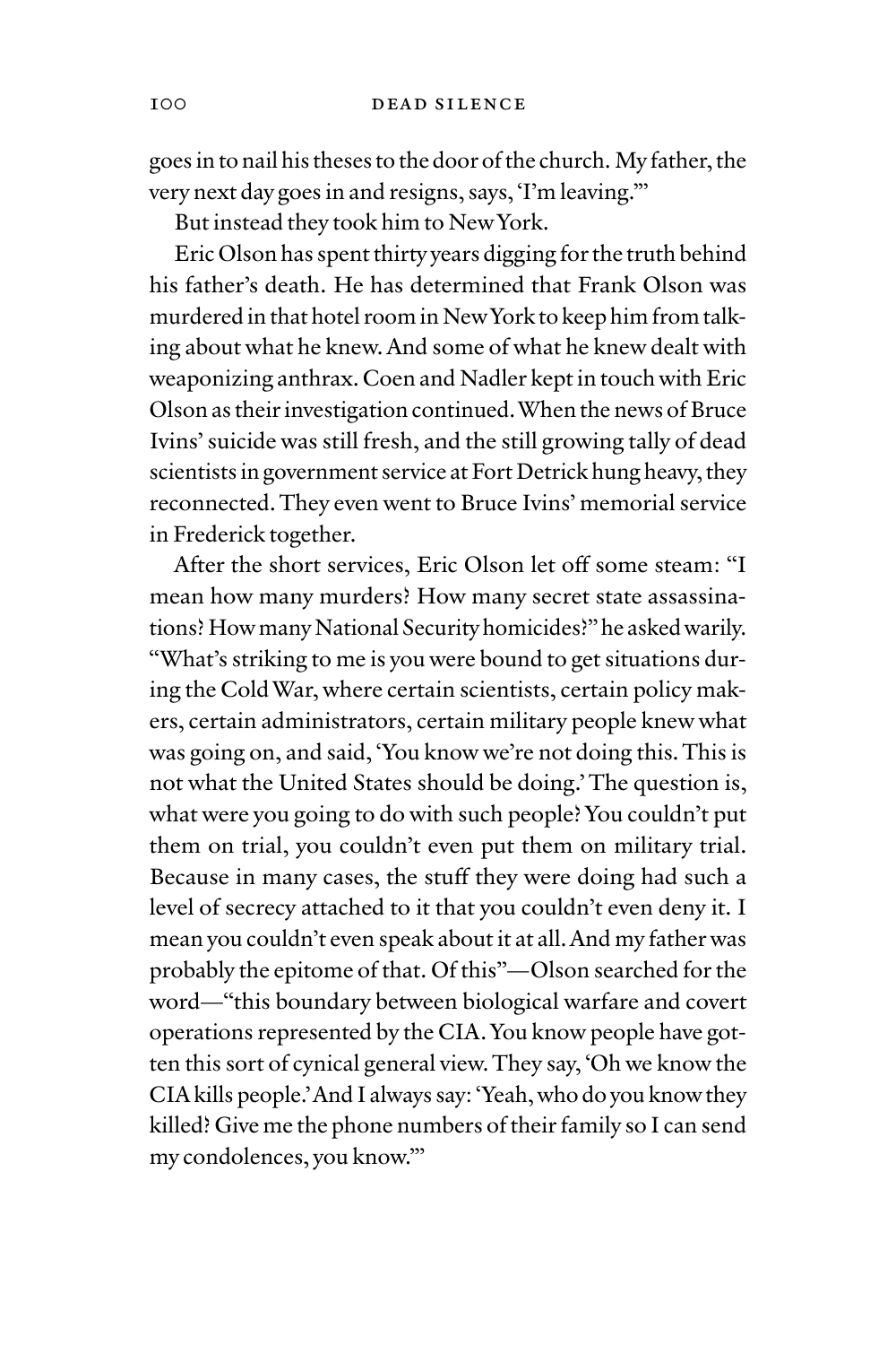goes in to nail his theses to the door of the church. My father, the very next day goes in and resigns, says, 'I'm leaving.'"

But instead they took him to New York.

Eric Olson has spent thirty years digging for the truth behind his father's death. He has determined that Frank Olson was murdered in that hotel room in New York to keep him from talking about what he knew. And some of what he knew dealt with weaponizing anthrax. Coen and Nadler kept in touch with Eric Olson as their investigation continued. When the news of Bruce Ivins' suicide was still fresh, and the still growing tally of dead scientists in government service at Fort Detrick hung heavy, they reconnected. They even went to Bruce Ivins' memorial service in Frederick together.

After the short services, Eric Olson let off some steam: "I mean how many murders? How many secret state assassinations? How many National Security homicides?" he asked warily. "What's striking to me is you were bound to get situations during the Cold War, where certain scientists, certain policy makers, certain administrators, certain military people knew what was going on, and said, 'You know we're not doing this. This is not what the United States should be doing.' The question is, what were you going to do with such people? You couldn't put them on trial, you couldn't even put them on military trial. Because in many cases, the stuff they were doing had such a level of secrecy attached to it that you couldn't even deny it. I mean you couldn't even speak about it at all. And my father was probably the epitome of that. Of this"—Olson searched for the word—"this boundary between biological warfare and covert operations represented by the CIA. You know people have gotten this sort of cynical general view. They say, 'Oh we know the CIA kills people.' And I always say: 'Yeah, who do you know they killed? Give me the phone numbers of their family so I can send my condolences, you know.'"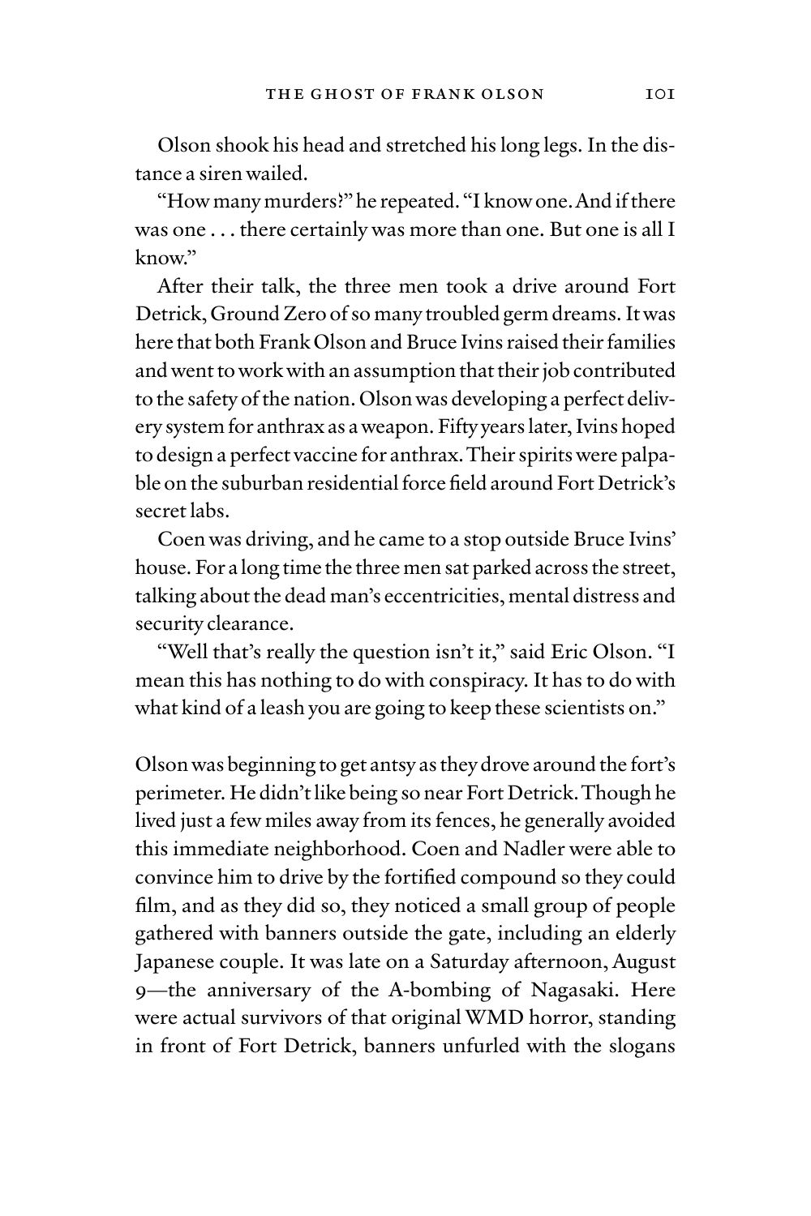Olson shook his head and stretched his long legs. In the distance a siren wailed.

"How many murders?" he repeated. "I know one. And if there was one . . . there certainly was more than one. But one is all I know."

After their talk, the three men took a drive around Fort Detrick, Ground Zero of so many troubled germ dreams. It was here that both Frank Olson and Bruce Ivins raised their families and went to work with an assumption that their job contributed to the safety of the nation. Olson was developing a perfect delivery system for anthrax as a weapon. Fifty years later, Ivins hoped to design a perfect vaccine for anthrax. Their spirits were palpable on the suburban residential force field around Fort Detrick's secret labs.

Coen was driving, and he came to a stop outside Bruce Ivins' house. For a long time the three men sat parked across the street, talking about the dead man's eccentricities, mental distress and security clearance.

"Well that's really the question isn't it," said Eric Olson. "I mean this has nothing to do with conspiracy. It has to do with what kind of a leash you are going to keep these scientists on."

Olson was beginning to get antsy as they drove around the fort's perimeter. He didn't like being so near Fort Detrick. Though he lived just a few miles away from its fences, he generally avoided this immediate neighborhood. Coen and Nadler were able to convince him to drive by the fortified compound so they could film, and as they did so, they noticed a small group of people gathered with banners outside the gate, including an elderly Japanese couple. It was late on a Saturday afternoon, August 9—the anniversary of the A-bombing of Nagasaki. Here were actual survivors of that original WMD horror, standing in front of Fort Detrick, banners unfurled with the slogans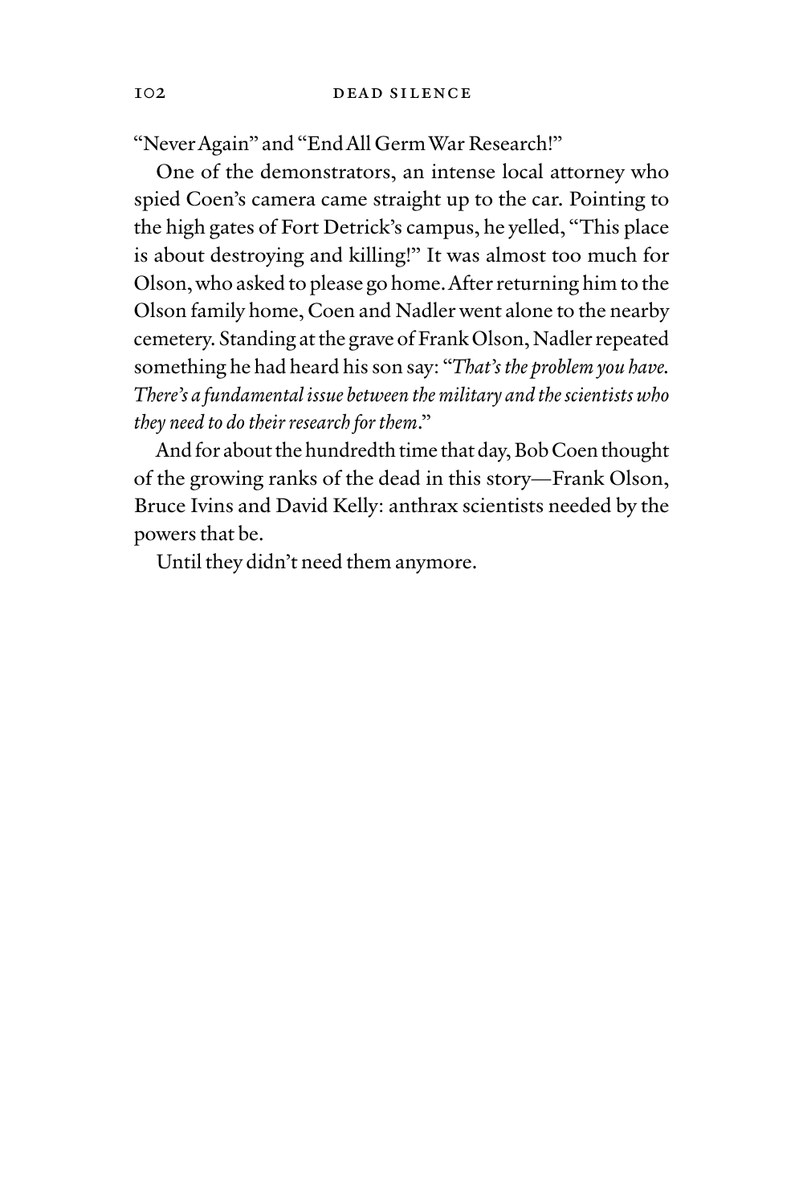"Never Again" and "End All Germ War Research!"

One of the demonstrators, an intense local attorney who spied Coen's camera came straight up to the car. Pointing to the high gates of Fort Detrick's campus, he yelled, "This place is about destroying and killing!" It was almost too much for Olson, who asked to please go home. After returning him to the Olson family home, Coen and Nadler went alone to the nearby cemetery. Standing at the grave of Frank Olson, Nadler repeated something he had heard his son say: "*That's the problem you have. There's a fundamental issue between the military and the scientists who they need to do their research for them*."

And for about the hundredth time that day, Bob Coen thought of the growing ranks of the dead in this story—Frank Olson, Bruce Ivins and David Kelly: anthrax scientists needed by the powers that be.

Until they didn't need them anymore.